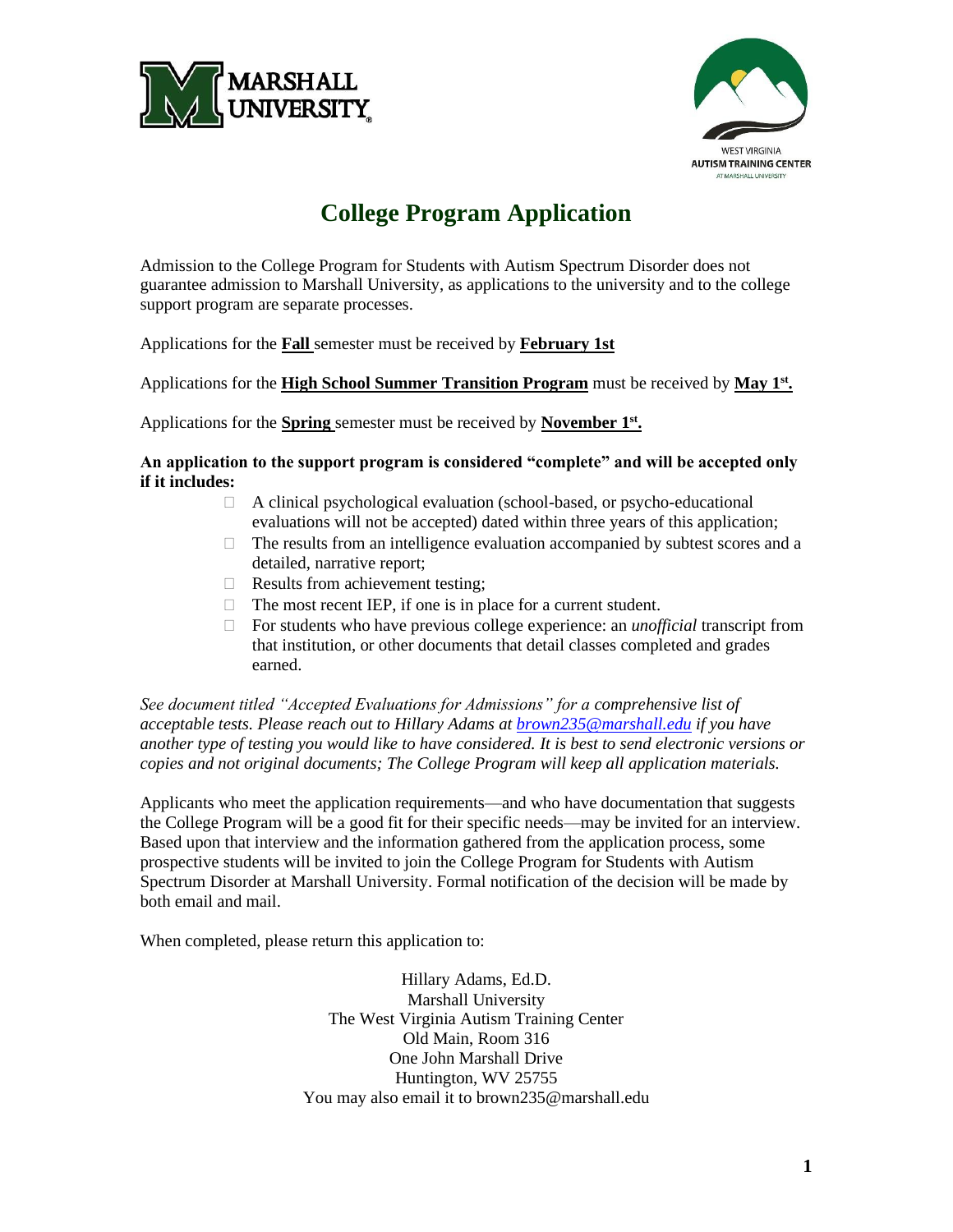# College Program Application

Admission to the College Program for Students with Autism Spectrum Disorder does not guarantee admission to Marshall University, as applications to the university and to the college support program are separate processes.

Applications for the **Fall** semester must be received by **February 1st**

Applications for the **High School Summer Transition Program** must be received by **May 1st.**

Applications for the **Spring** semester must be received by **November 1st.**

**An application to the support program is considered "complete" and will be accepted only if it includes:**

- A clinical psychological evaluation (school-based, or psycho-educational evaluations will not be accepted) dated within three years of this application;
- The results from an intelligence evaluation accompanied by subtest scores and a detailed, narrative report;
- Results from achievement testing;
- The most recent IEP, if one is in place for a current student.
- For students who have previous college experience: an *unofficial* transcript from that institution, or other documents that detail classes completed and grades earned.

*See document titled "Accepted Evaluations for Admissions" for a comprehensive list of acceptable tests. Please reach out to Hillary Adams at brown235@marshall.edu if you have another type of testing you would like to have considered. It is best to send electronic versions or copies and not original documents; The College Program will keep all application materials.*

Applicants who meet the application requirements—and who have documentation that suggests the College Program will be a good fit for their specific needs—may be invited for an interview. Based upon that interview and the information gathered from the application process, some prospective students will be invited to join the College Program for Students with Autism Spectrum Disorder at Marshall University. Formal notification of the decision will be made by both email and mail.

When completed, please return this application to:

Hillary Adams, Ed.D.
Marshall University
The West Virginia Autism Training Center
Old Main, Room 316
One John Marshall Drive
Huntington, WV 25755
You may also email it to brown235@marshall.edu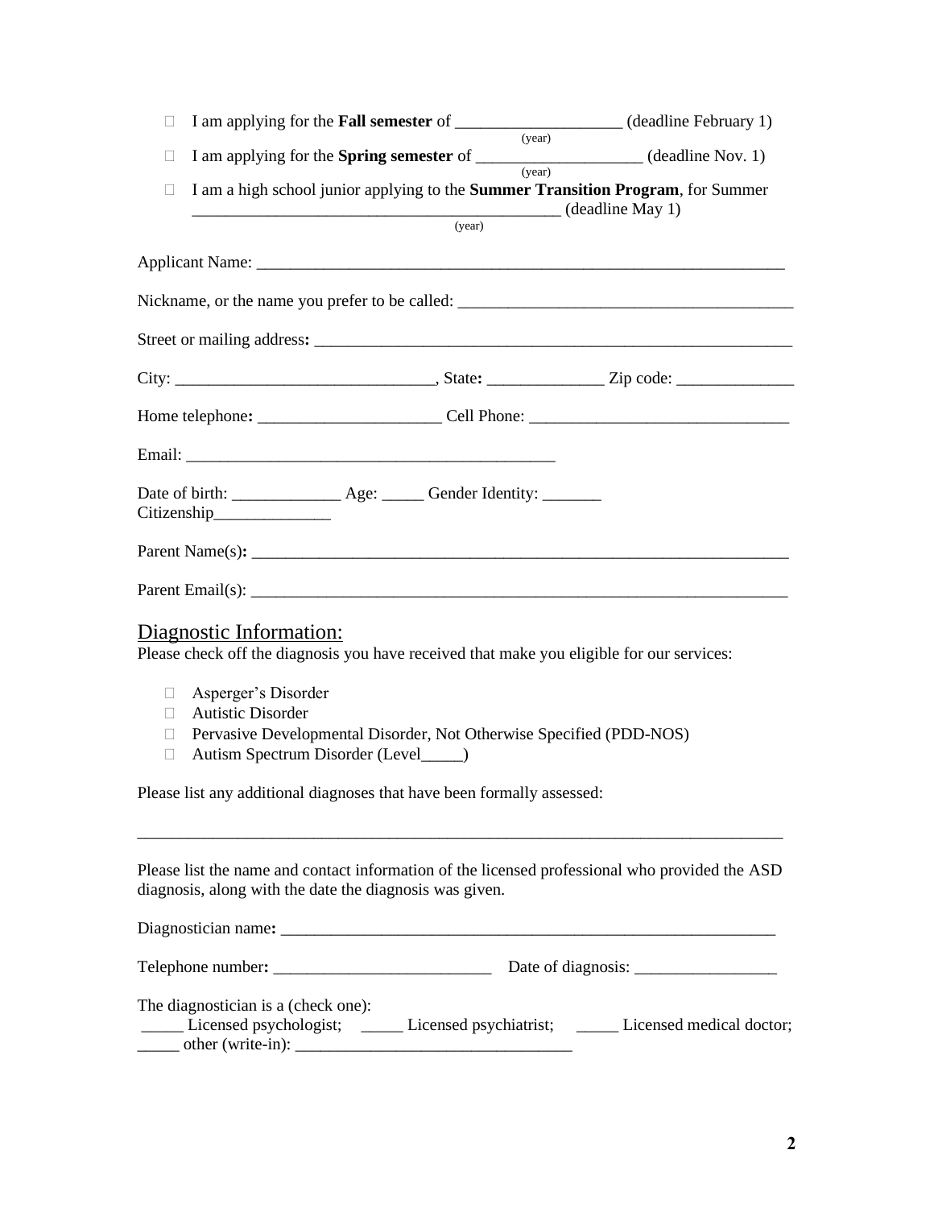- ☐ I am applying for the **Fall semester** of ____________________ (deadline February 1)
  (year)
- ☐ I am applying for the **Spring semester** of ____________________ (deadline Nov. 1)
  (year)
- ☐ I am a high school junior applying to the **Summer Transition Program**, for Summer ____________________________________________ (deadline May 1)
  (year)

Applicant Name: ________________________________________________________________

Nickname, or the name you prefer to be called: ________________________________________

Street or mailing address**:** ________________________________________________________

City: _______________________________, State**:** ______________ Zip code: ______________

Home telephone**:** ______________________ Cell Phone: _______________________________

Email: ____________________________________________

Date of birth: _____________ Age: _____ Gender Identity: _______
Citizenship______________

Parent Name(s)**:** ________________________________________________________________

Parent Email(s): ________________________________________________________________

## Diagnostic Information:

Please check off the diagnosis you have received that make you eligible for our services:

- ☐ Asperger's Disorder
- ☐ Autistic Disorder
- ☐ Pervasive Developmental Disorder, Not Otherwise Specified (PDD-NOS)
- ☐ Autism Spectrum Disorder (Level_____)

Please list any additional diagnoses that have been formally assessed:

______________________________________________________________________________

Please list the name and contact information of the licensed professional who provided the ASD diagnosis, along with the date the diagnosis was given.

Diagnostician name**:** ____________________________________________________________

Telephone number**:** __________________________ Date of diagnosis: _________________

The diagnostician is a (check one):
_____ Licensed psychologist; _____ Licensed psychiatrist; _____ Licensed medical doctor;
_____ other (write-in): _________________________________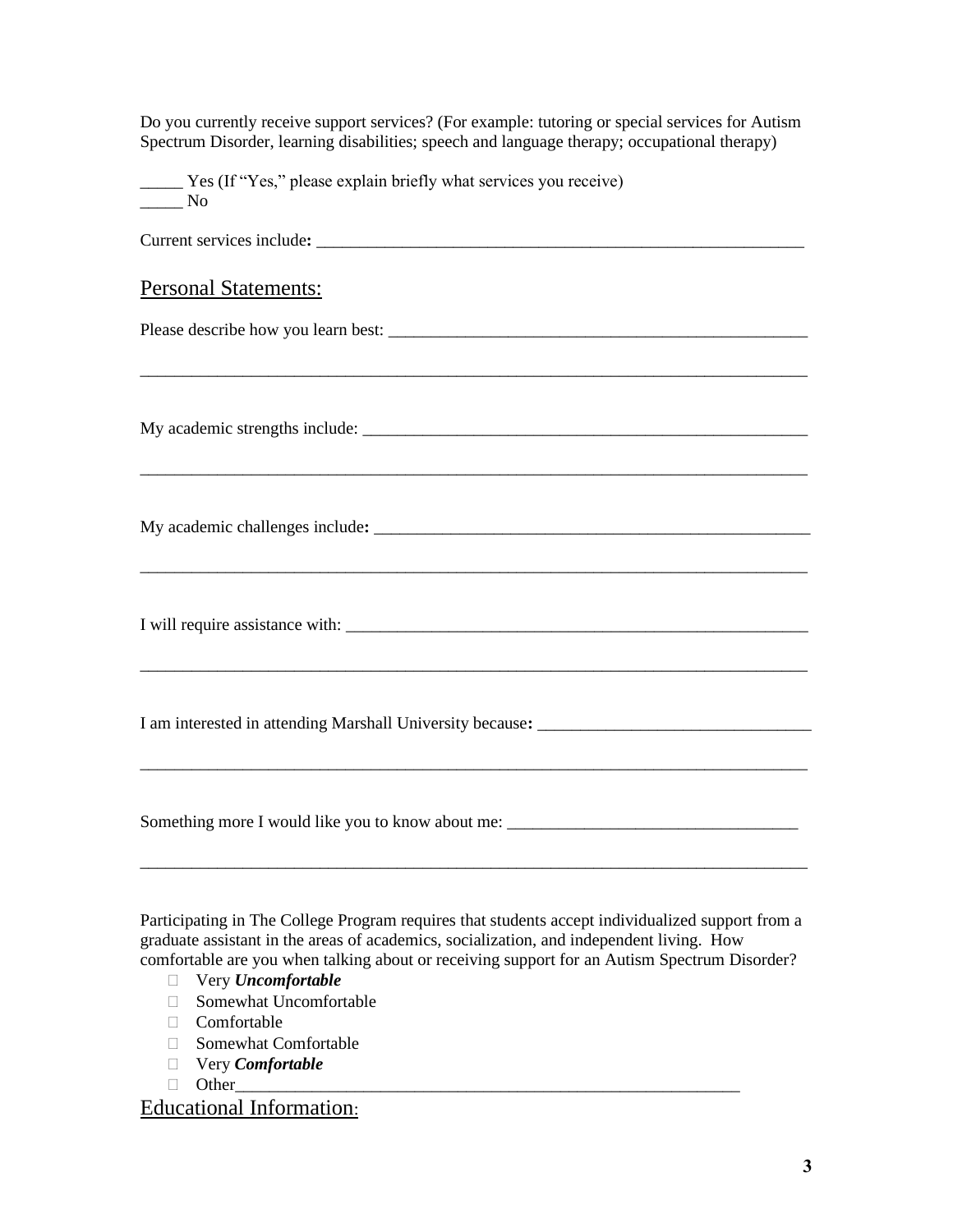Do you currently receive support services? (For example: tutoring or special services for Autism Spectrum Disorder, learning disabilities; speech and language therapy; occupational therapy)

_____ Yes (If "Yes," please explain briefly what services you receive)
_____ No

Current services include**:** ___________________________________________________________

## Personal Statements:

Please describe how you learn best: ____________________________________________________

________________________________________________________________________________

My academic strengths include: ______________________________________________________

________________________________________________________________________________

My academic challenges include**:** ____________________________________________________

________________________________________________________________________________

I will require assistance with: ________________________________________________________

________________________________________________________________________________

I am interested in attending Marshall University because**:** ________________________________

________________________________________________________________________________

Something more I would like you to know about me: __________________________________

________________________________________________________________________________

Participating in The College Program requires that students accept individualized support from a graduate assistant in the areas of academics, socialization, and independent living. How comfortable are you when talking about or receiving support for an Autism Spectrum Disorder?

- ☐ Very ***Uncomfortable***
- ☐ Somewhat Uncomfortable
- ☐ Comfortable
- ☐ Somewhat Comfortable
- ☐ Very ***Comfortable***
- ☐ Other___________________________________________________________

## Educational Information: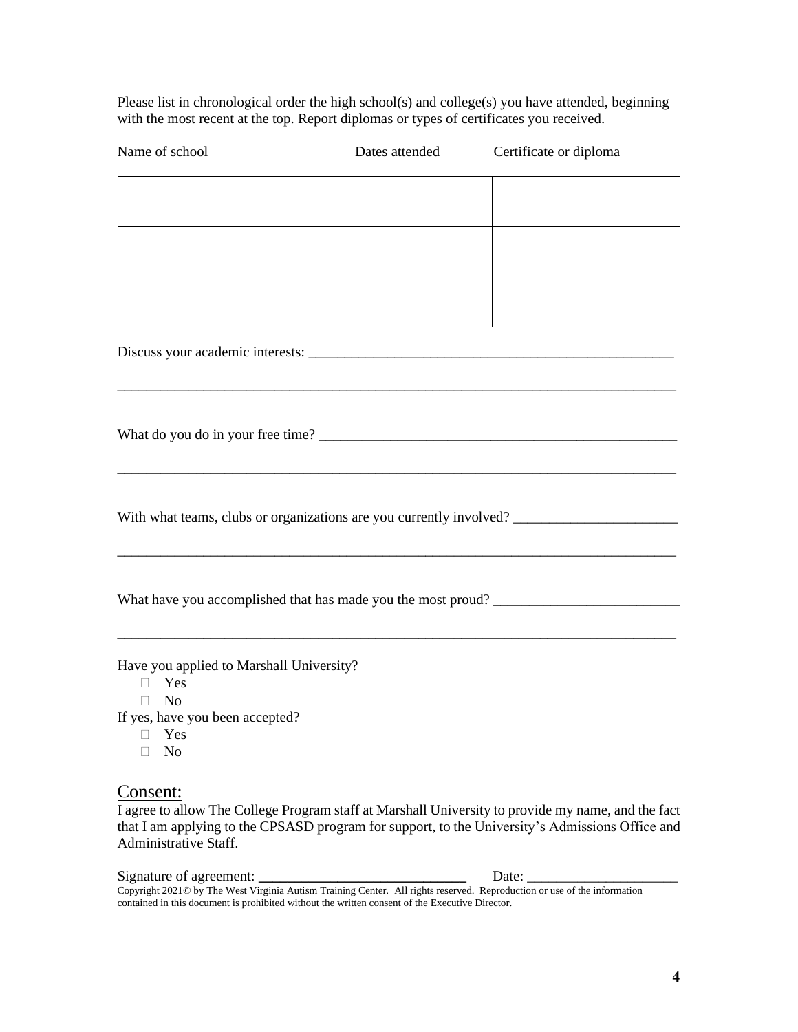Please list in chronological order the high school(s) and college(s) you have attended, beginning with the most recent at the top. Report diplomas or types of certificates you received.

| Name of school | Dates attended | Certificate or diploma |
|---|---|---|
| | | |
| | | |
| | | |

Discuss your academic interests: ______________________________________________________

______________________________________________________________________________

What do you do in your free time? _____________________________________________________

______________________________________________________________________________

With what teams, clubs or organizations are you currently involved? _______________________

______________________________________________________________________________

What have you accomplished that has made you the most proud? __________________________

______________________________________________________________________________

Have you applied to Marshall University?

- ☐ Yes
- ☐ No

If yes, have you been accepted?

- ☐ Yes
- ☐ No

## Consent:

I agree to allow The College Program staff at Marshall University to provide my name, and the fact that I am applying to the CPSASD program for support, to the University's Admissions Office and Administrative Staff.

Signature of agreement: ______________________________ Date: _____________________

Copyright 2021© by The West Virginia Autism Training Center. All rights reserved. Reproduction or use of the information contained in this document is prohibited without the written consent of the Executive Director.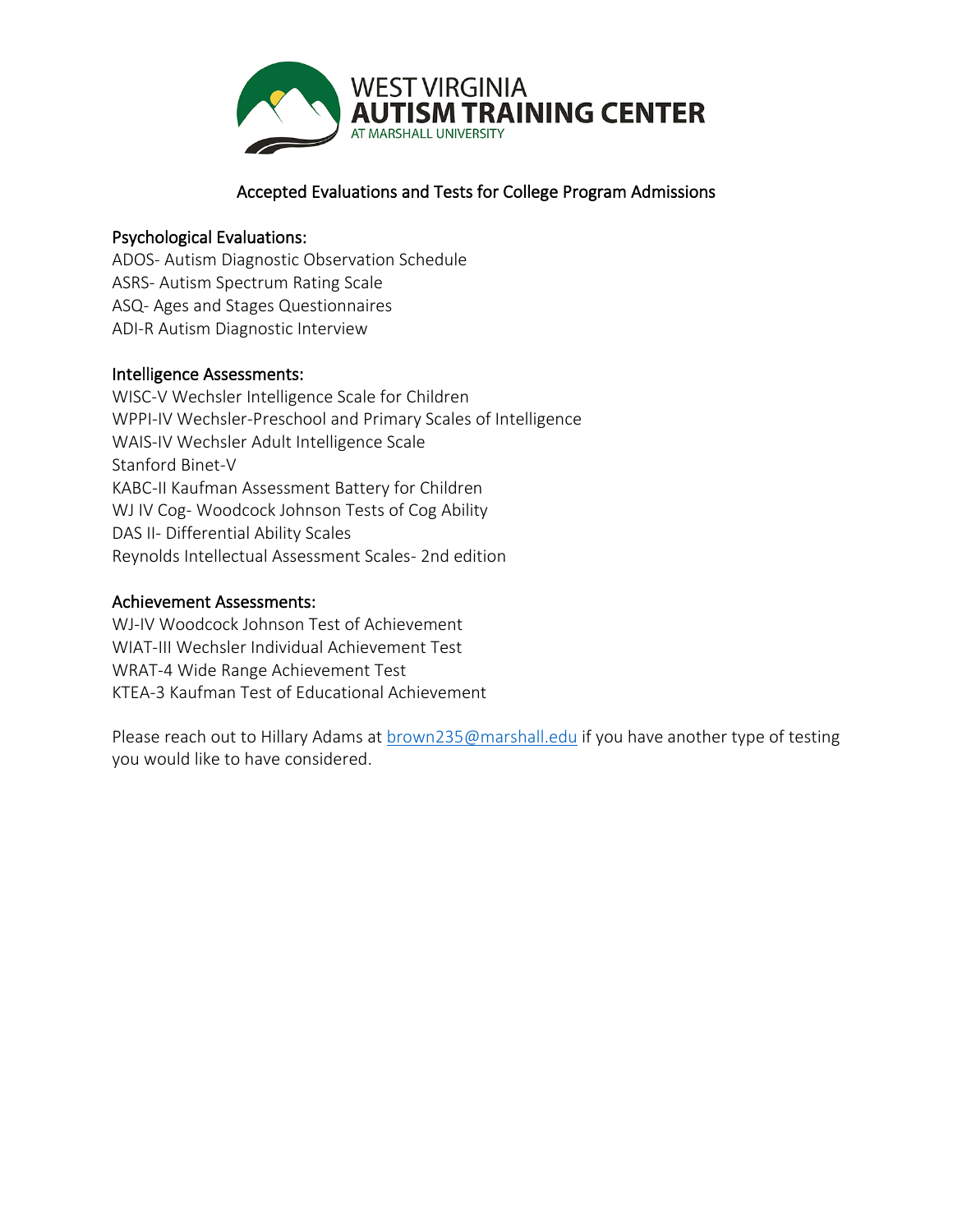WEST VIRGINIA
**AUTISM TRAINING CENTER**
AT MARSHALL UNIVERSITY

## Accepted Evaluations and Tests for College Program Admissions

### Psychological Evaluations:

ADOS- Autism Diagnostic Observation Schedule
ASRS- Autism Spectrum Rating Scale
ASQ- Ages and Stages Questionnaires
ADI-R Autism Diagnostic Interview

### Intelligence Assessments:

WISC-V Wechsler Intelligence Scale for Children
WPPI-IV Wechsler-Preschool and Primary Scales of Intelligence
WAIS-IV Wechsler Adult Intelligence Scale
Stanford Binet-V
KABC-II Kaufman Assessment Battery for Children
WJ IV Cog- Woodcock Johnson Tests of Cog Ability
DAS II- Differential Ability Scales
Reynolds Intellectual Assessment Scales- 2nd edition

### Achievement Assessments:

WJ-IV Woodcock Johnson Test of Achievement
WIAT-III Wechsler Individual Achievement Test
WRAT-4 Wide Range Achievement Test
KTEA-3 Kaufman Test of Educational Achievement

Please reach out to Hillary Adams at brown235@marshall.edu if you have another type of testing you would like to have considered.